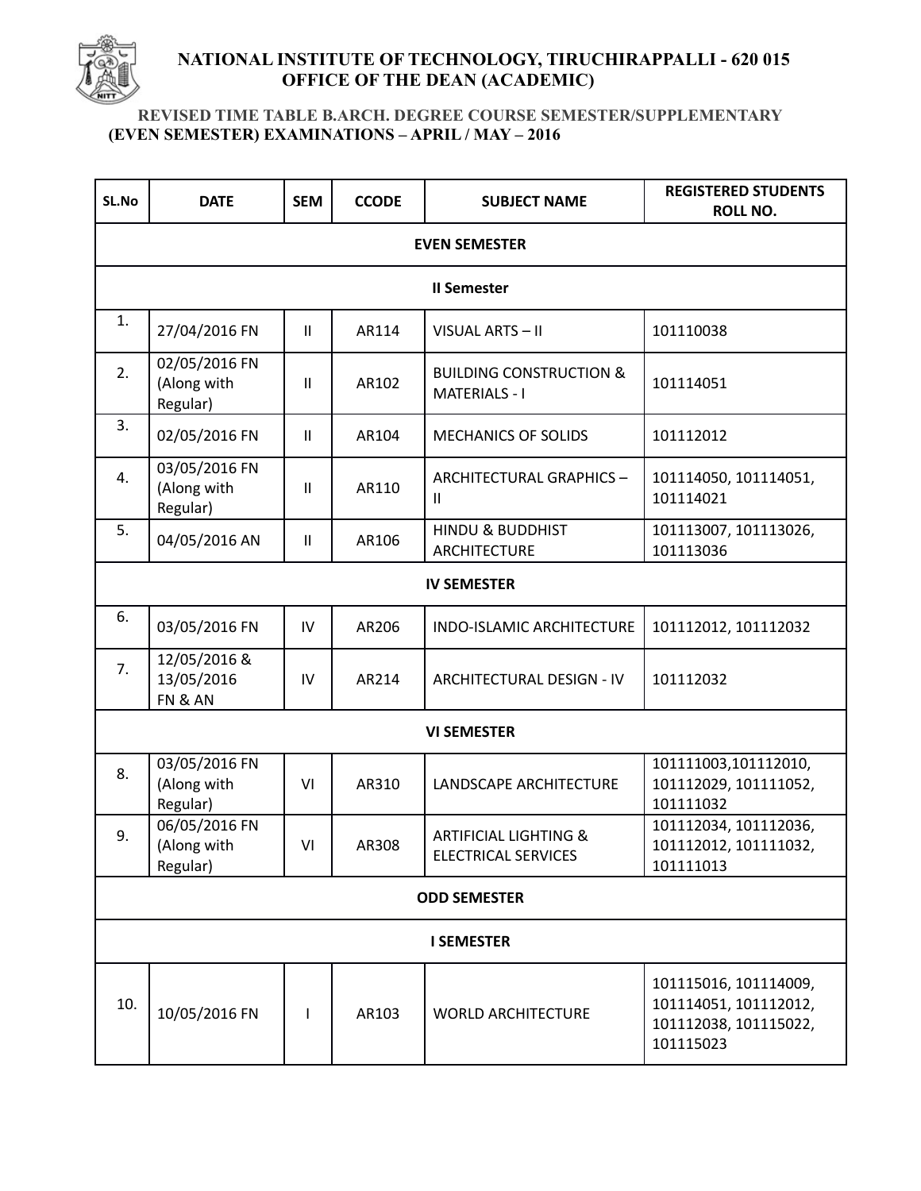# NATIONAL INSTITUTE OF TECHNOLOGY, TIRUCHIRAPPALLI - 620 015
## OFFICE OF THE DEAN (ACADEMIC)

### REVISED TIME TABLE B.ARCH. DEGREE COURSE SEMESTER/SUPPLEMENTARY (EVEN SEMESTER) EXAMINATIONS – APRIL / MAY – 2016

| SL.No | DATE | SEM | CCODE | SUBJECT NAME | REGISTERED STUDENTS ROLL NO. |
|---|---|---|---|---|---|
| **EVEN SEMESTER** | | | | | |
| **II Semester** | | | | | |
| 1. | 27/04/2016 FN | II | AR114 | VISUAL ARTS – II | 101110038 |
| 2. | 02/05/2016 FN (Along with Regular) | II | AR102 | BUILDING CONSTRUCTION & MATERIALS - I | 101114051 |
| 3. | 02/05/2016 FN | II | AR104 | MECHANICS OF SOLIDS | 101112012 |
| 4. | 03/05/2016 FN (Along with Regular) | II | AR110 | ARCHITECTURAL GRAPHICS – II | 101114050, 101114051, 101114021 |
| 5. | 04/05/2016 AN | II | AR106 | HINDU & BUDDHIST ARCHITECTURE | 101113007, 101113026, 101113036 |
| **IV SEMESTER** | | | | | |
| 6. | 03/05/2016 FN | IV | AR206 | INDO-ISLAMIC ARCHITECTURE | 101112012, 101112032 |
| 7. | 12/05/2016 & 13/05/2016 FN & AN | IV | AR214 | ARCHITECTURAL DESIGN - IV | 101112032 |
| **VI SEMESTER** | | | | | |
| 8. | 03/05/2016 FN (Along with Regular) | VI | AR310 | LANDSCAPE ARCHITECTURE | 101111003,101112010, 101112029, 101111052, 101111032 |
| 9. | 06/05/2016 FN (Along with Regular) | VI | AR308 | ARTIFICIAL LIGHTING & ELECTRICAL SERVICES | 101112034, 101112036, 101112012, 101111032, 101111013 |
| **ODD SEMESTER** | | | | | |
| **I SEMESTER** | | | | | |
| 10. | 10/05/2016 FN | I | AR103 | WORLD ARCHITECTURE | 101115016, 101114009, 101114051, 101112012, 101112038, 101115022, 101115023 |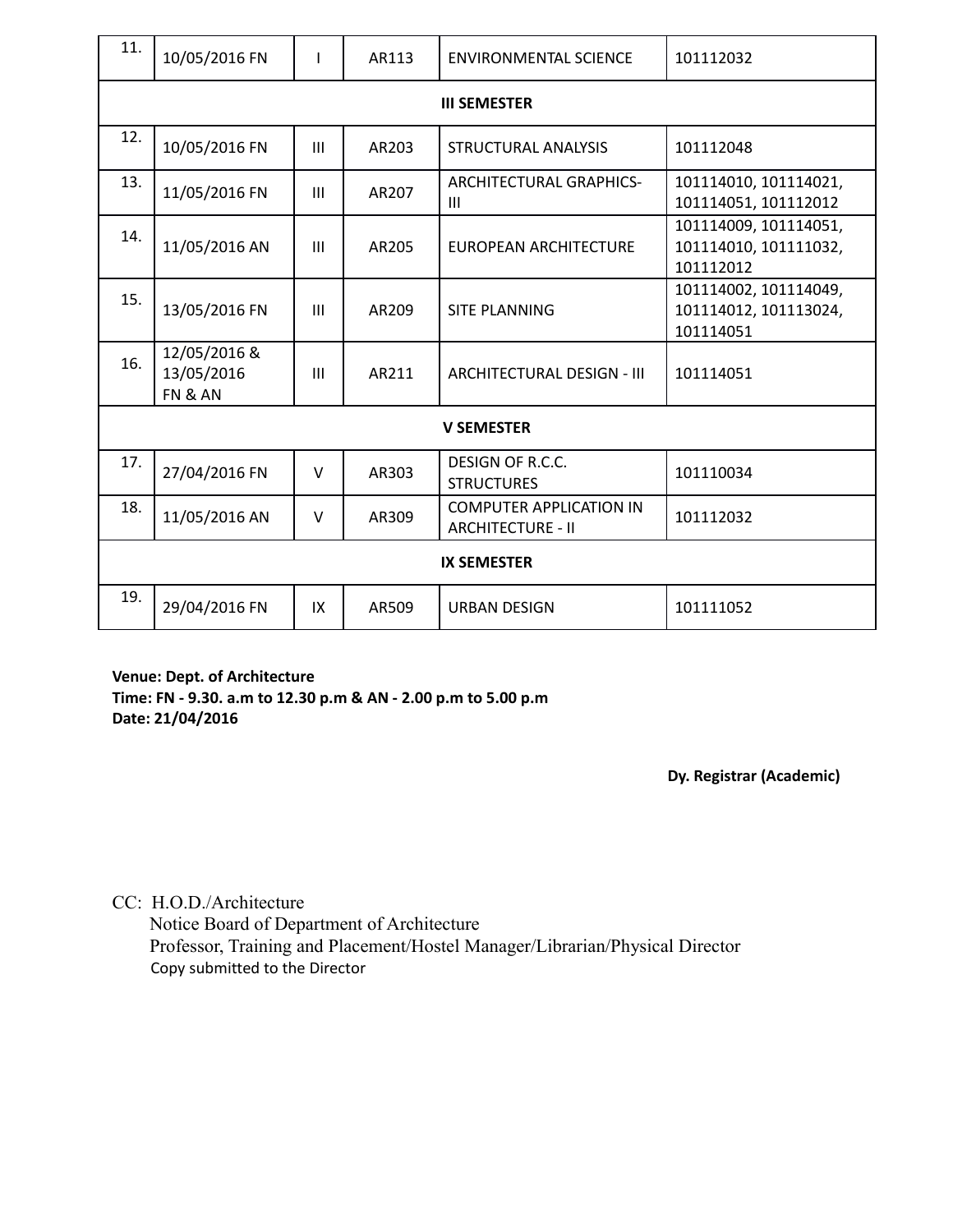| | | | | | |
|---|---|---|---|---|---|
| 11. | 10/05/2016 FN | I | AR113 | ENVIRONMENTAL SCIENCE | 101112032 |
| **III SEMESTER** | | | | | |
| 12. | 10/05/2016 FN | III | AR203 | STRUCTURAL ANALYSIS | 101112048 |
| 13. | 11/05/2016 FN | III | AR207 | ARCHITECTURAL GRAPHICS-III | 101114010, 101114021, 101114051, 101112012 |
| 14. | 11/05/2016 AN | III | AR205 | EUROPEAN ARCHITECTURE | 101114009, 101114051, 101114010, 101111032, 101112012 |
| 15. | 13/05/2016 FN | III | AR209 | SITE PLANNING | 101114002, 101114049, 101114012, 101113024, 101114051 |
| 16. | 12/05/2016 & 13/05/2016 FN & AN | III | AR211 | ARCHITECTURAL DESIGN - III | 101114051 |
| **V SEMESTER** | | | | | |
| 17. | 27/04/2016 FN | V | AR303 | DESIGN OF R.C.C. STRUCTURES | 101110034 |
| 18. | 11/05/2016 AN | V | AR309 | COMPUTER APPLICATION IN ARCHITECTURE - II | 101112032 |
| **IX SEMESTER** | | | | | |
| 19. | 29/04/2016 FN | IX | AR509 | URBAN DESIGN | 101111052 |

**Venue: Dept. of Architecture**
**Time: FN - 9.30. a.m to 12.30 p.m & AN - 2.00 p.m to 5.00 p.m**
**Date: 21/04/2016**

**Dy. Registrar (Academic)**

CC: H.O.D./Architecture
Notice Board of Department of Architecture
Professor, Training and Placement/Hostel Manager/Librarian/Physical Director
Copy submitted to the Director